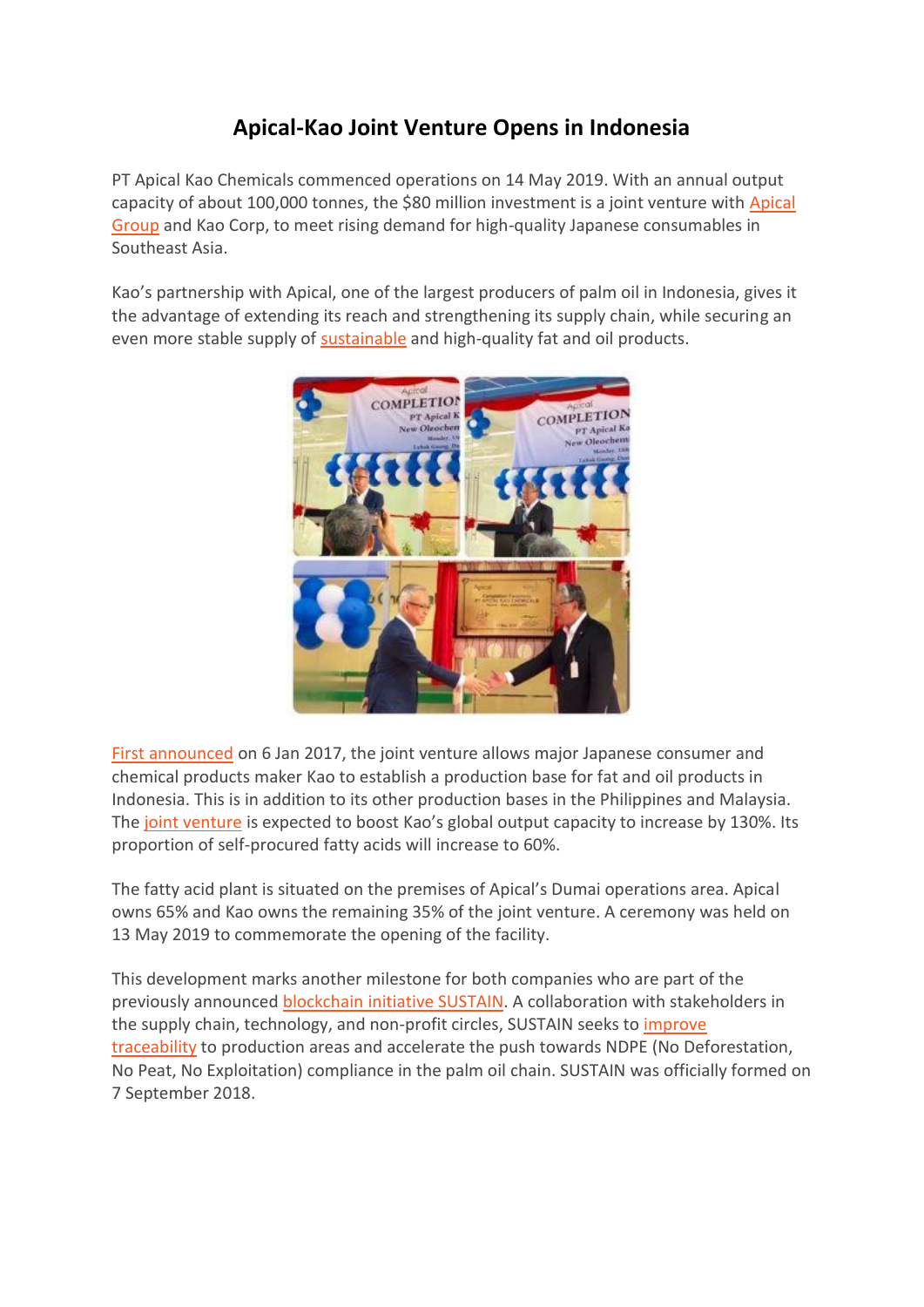# Apical-Kao Joint Venture Opens in Indonesia

PT Apical Kao Chemicals commenced operations on 14 May 2019. With an annual output capacity of about 100,000 tonnes, the $80 million investment is a joint venture with Apical Group and Kao Corp, to meet rising demand for high-quality Japanese consumables in Southeast Asia.

Kao's partnership with Apical, one of the largest producers of palm oil in Indonesia, gives it the advantage of extending its reach and strengthening its supply chain, while securing an even more stable supply of sustainable and high-quality fat and oil products.

First announced on 6 Jan 2017, the joint venture allows major Japanese consumer and chemical products maker Kao to establish a production base for fat and oil products in Indonesia. This is in addition to its other production bases in the Philippines and Malaysia. The joint venture is expected to boost Kao's global output capacity to increase by 130%. Its proportion of self-procured fatty acids will increase to 60%.

The fatty acid plant is situated on the premises of Apical's Dumai operations area. Apical owns 65% and Kao owns the remaining 35% of the joint venture. A ceremony was held on 13 May 2019 to commemorate the opening of the facility.

This development marks another milestone for both companies who are part of the previously announced blockchain initiative SUSTAIN. A collaboration with stakeholders in the supply chain, technology, and non-profit circles, SUSTAIN seeks to improve traceability to production areas and accelerate the push towards NDPE (No Deforestation, No Peat, No Exploitation) compliance in the palm oil chain. SUSTAIN was officially formed on 7 September 2018.